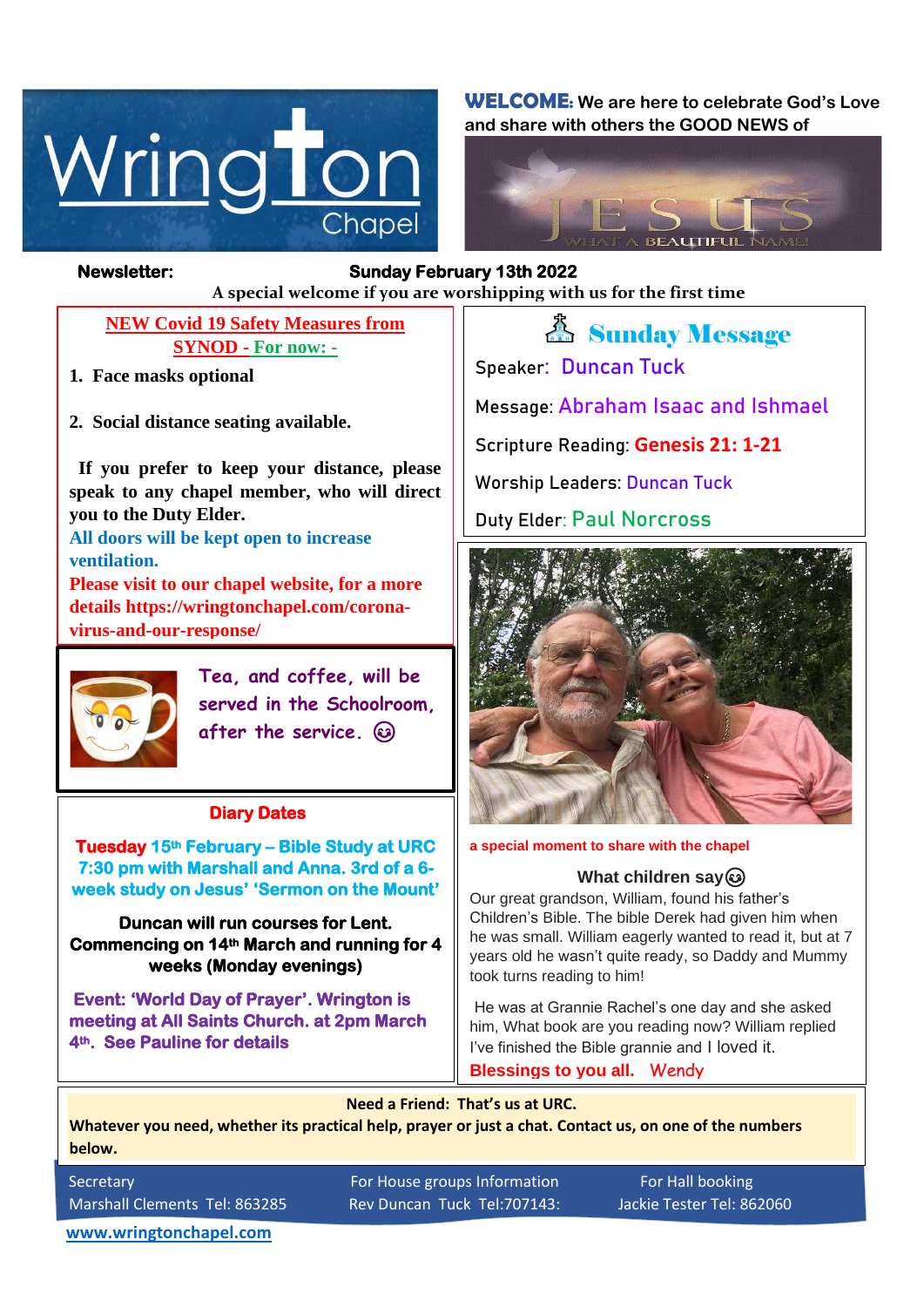# Wrington Chapel

**WELCOME:** We are here to celebrate God's Love and share with others the GOOD NEWS of

JESUS — WHAT A BEAUTIFUL NAME!

**Newsletter:** **Sunday February 13th 2022**

**A special welcome if you are worshipping with us for the first time**

## NEW Covid 19 Safety Measures from SYNOD - For now: -

1. **Face masks optional**
2. **Social distance seating available.**

**If you prefer to keep your distance, please speak to any chapel member, who will direct you to the Duty Elder.**

**All doors will be kept open to increase ventilation.**

**Please visit to our chapel website, for a more details https://wringtonchapel.com/corona-virus-and-our-response/**

Tea, and coffee, will be served in the Schoolroom, after the service. ☺

## Diary Dates

**Tuesday 15th February – Bible Study at URC 7:30 pm with Marshall and Anna. 3rd of a 6-week study on Jesus' 'Sermon on the Mount'**

**Duncan will run courses for Lent. Commencing on 14th March and running for 4 weeks (Monday evenings)**

**Event: 'World Day of Prayer'. Wrington is meeting at All Saints Church. at 2pm March 4th. See Pauline for details**

## Sunday Message

Speaker: Duncan Tuck

Message: Abraham Isaac and Ishmael

Scripture Reading: **Genesis 21: 1-21**

Worship Leaders: Duncan Tuck

Duty Elder: Paul Norcross

**a special moment to share with the chapel**

### What children say☺

Our great grandson, William, found his father's Children's Bible. The bible Derek had given him when he was small. William eagerly wanted to read it, but at 7 years old he wasn't quite ready, so Daddy and Mummy took turns reading to him!

He was at Grannie Rachel's one day and she asked him, What book are you reading now? William replied I've finished the Bible grannie and I loved it.

**Blessings to you all.** Wendy

**Need a Friend: That's us at URC.**

**Whatever you need, whether its practical help, prayer or just a chat. Contact us, on one of the numbers below.**

| Secretary | For House groups Information | For Hall booking |
|---|---|---|
| Marshall Clements Tel: 863285 | Rev Duncan Tuck Tel:707143: | Jackie Tester Tel: 862060 |

www.wringtonchapel.com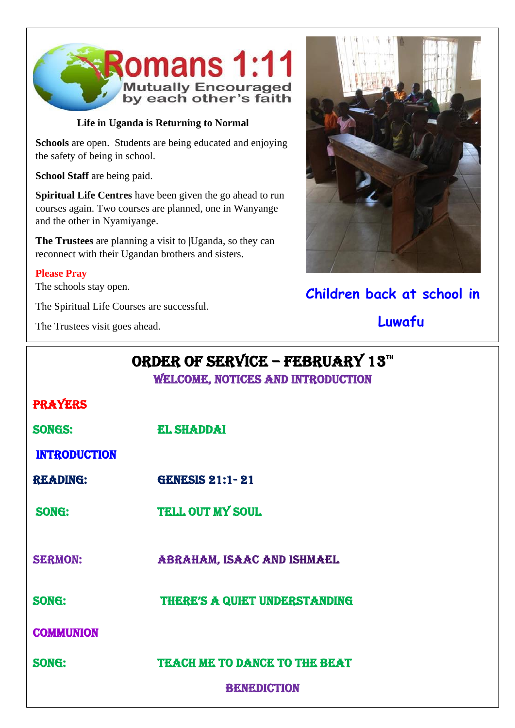Romans 1:11

Mutually Encouraged by each other's faith

### Life in Uganda is Returning to Normal

**Schools** are open. Students are being educated and enjoying the safety of being in school.

**School Staff** are being paid.

**Spiritual Life Centres** have been given the go ahead to run courses again. Two courses are planned, one in Wanyange and the other in Nyamiyange.

**The Trustees** are planning a visit to |Uganda, so they can reconnect with their Ugandan brothers and sisters.

**Please Pray**

The schools stay open.

The Spiritual Life Courses are successful.

The Trustees visit goes ahead.

Children back at school in Luwafu

## ORDER OF SERVICE – FEBRUARY 13TH

WELCOME, NOTICES AND INTRODUCTION

PRAYERS

SONGS: EL SHADDAI

INTRODUCTION

READING: GENESIS 21:1- 21

SONG: TELL OUT MY SOUL

SERMON: ABRAHAM, ISAAC AND ISHMAEL

SONG: THERE'S A QUIET UNDERSTANDING

COMMUNION

SONG: TEACH ME TO DANCE TO THE BEAT

BENEDICTION